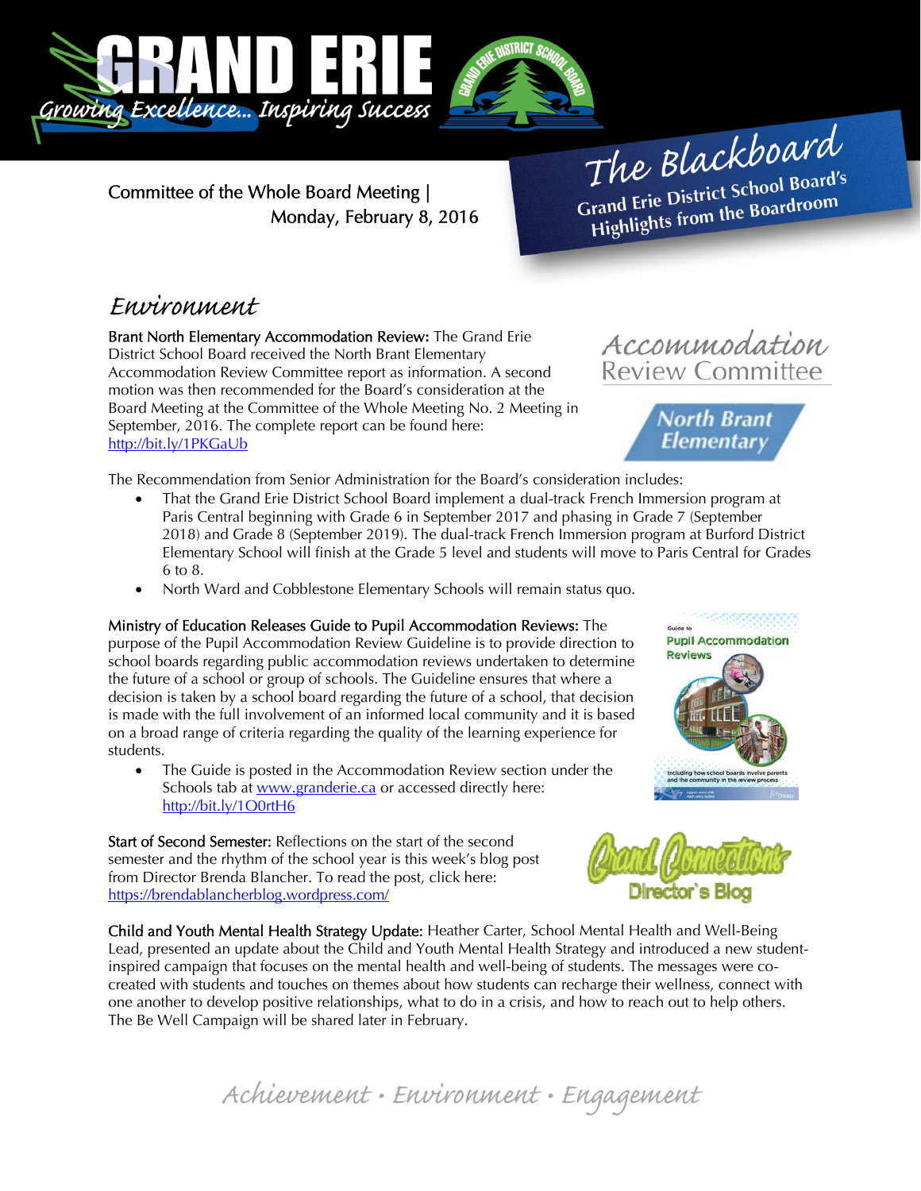# GRAND ERIE

*Growing Excellence... Inspiring Success*

## The Blackboard

**Grand Erie District School Board's Highlights from the Boardroom**

Committee of the Whole Board Meeting | Monday, February 8, 2016

## *Environment*

**Brant North Elementary Accommodation Review:** The Grand Erie District School Board received the North Brant Elementary Accommodation Review Committee report as information. A second motion was then recommended for the Board's consideration at the Board Meeting at the Committee of the Whole Meeting No. 2 Meeting in September, 2016. The complete report can be found here: http://bit.ly/1PKGaUb

The Recommendation from Senior Administration for the Board's consideration includes:

- That the Grand Erie District School Board implement a dual-track French Immersion program at Paris Central beginning with Grade 6 in September 2017 and phasing in Grade 7 (September 2018) and Grade 8 (September 2019). The dual-track French Immersion program at Burford District Elementary School will finish at the Grade 5 level and students will move to Paris Central for Grades 6 to 8.
- North Ward and Cobblestone Elementary Schools will remain status quo.

**Ministry of Education Releases Guide to Pupil Accommodation Reviews:** The purpose of the Pupil Accommodation Review Guideline is to provide direction to school boards regarding public accommodation reviews undertaken to determine the future of a school or group of schools. The Guideline ensures that where a decision is taken by a school board regarding the future of a school, that decision is made with the full involvement of an informed local community and it is based on a broad range of criteria regarding the quality of the learning experience for students.

- The Guide is posted in the Accommodation Review section under the Schools tab at www.granderie.ca or accessed directly here: http://bit.ly/1O0rtH6

**Start of Second Semester:** Reflections on the start of the second semester and the rhythm of the school year is this week's blog post from Director Brenda Blancher. To read the post, click here: https://brendablancherblog.wordpress.com/

**Child and Youth Mental Health Strategy Update:** Heather Carter, School Mental Health and Well-Being Lead, presented an update about the Child and Youth Mental Health Strategy and introduced a new student-inspired campaign that focuses on the mental health and well-being of students. The messages were co-created with students and touches on themes about how students can recharge their wellness, connect with one another to develop positive relationships, what to do in a crisis, and how to reach out to help others. The Be Well Campaign will be shared later in February.

*Achievement • Environment • Engagement*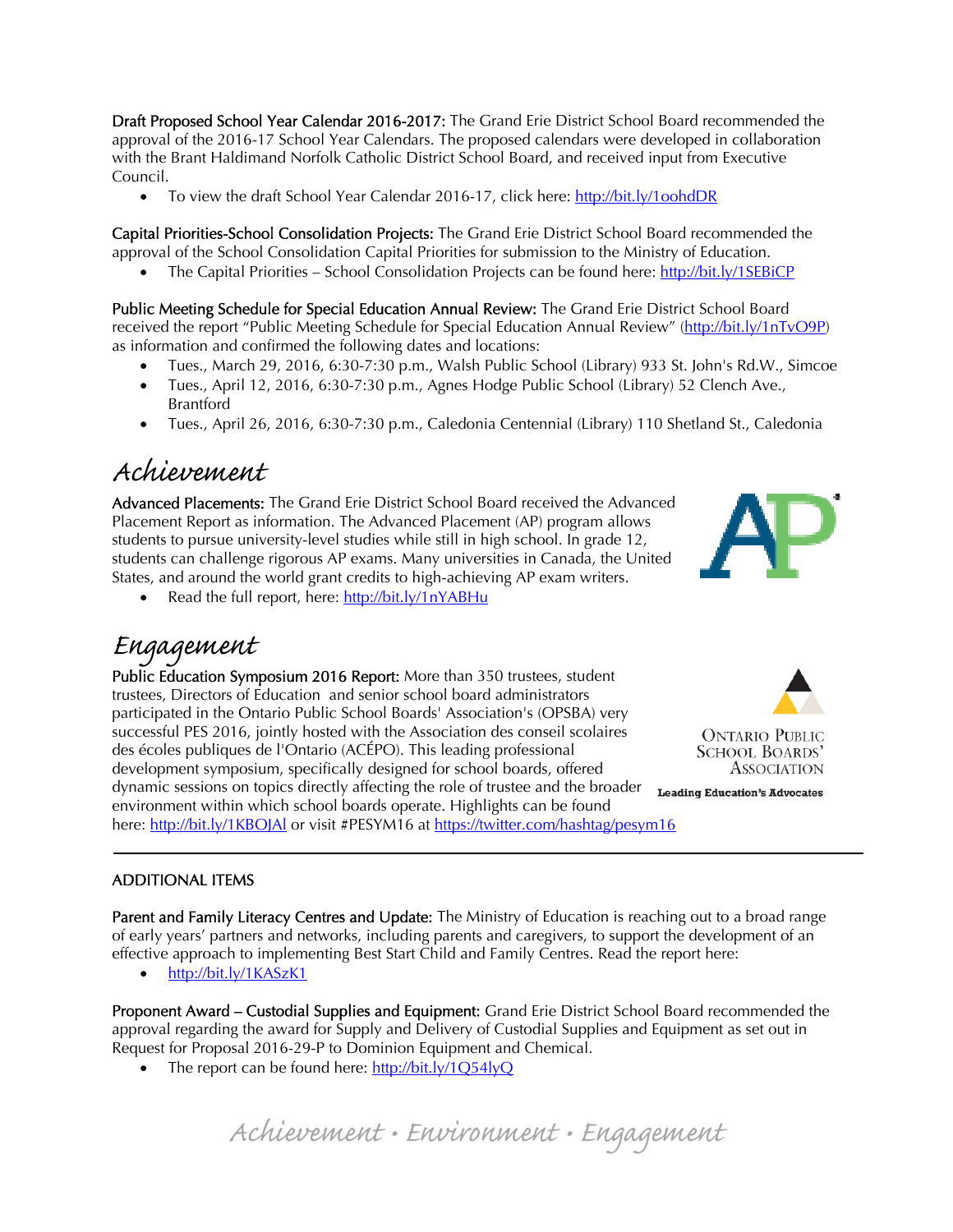**Draft Proposed School Year Calendar 2016-2017:** The Grand Erie District School Board recommended the approval of the 2016-17 School Year Calendars. The proposed calendars were developed in collaboration with the Brant Haldimand Norfolk Catholic District School Board, and received input from Executive Council.

- To view the draft School Year Calendar 2016-17, click here: http://bit.ly/1oohdDR

**Capital Priorities-School Consolidation Projects:** The Grand Erie District School Board recommended the approval of the School Consolidation Capital Priorities for submission to the Ministry of Education.

- The Capital Priorities – School Consolidation Projects can be found here: http://bit.ly/1SEBiCP

**Public Meeting Schedule for Special Education Annual Review:** The Grand Erie District School Board received the report "Public Meeting Schedule for Special Education Annual Review" (http://bit.ly/1nTvO9P) as information and confirmed the following dates and locations:

- Tues., March 29, 2016, 6:30-7:30 p.m., Walsh Public School (Library) 933 St. John's Rd.W., Simcoe
- Tues., April 12, 2016, 6:30-7:30 p.m., Agnes Hodge Public School (Library) 52 Clench Ave., Brantford
- Tues., April 26, 2016, 6:30-7:30 p.m., Caledonia Centennial (Library) 110 Shetland St., Caledonia

# Achievement

**Advanced Placements:** The Grand Erie District School Board received the Advanced Placement Report as information. The Advanced Placement (AP) program allows students to pursue university-level studies while still in high school. In grade 12, students can challenge rigorous AP exams. Many universities in Canada, the United States, and around the world grant credits to high-achieving AP exam writers.

- Read the full report, here: http://bit.ly/1nYABHu

# Engagement

**Public Education Symposium 2016 Report:** More than 350 trustees, student trustees, Directors of Education and senior school board administrators participated in the Ontario Public School Boards' Association's (OPSBA) very successful PES 2016, jointly hosted with the Association des conseil scolaires des écoles publiques de l'Ontario (ACÉPO). This leading professional development symposium, specifically designed for school boards, offered dynamic sessions on topics directly affecting the role of trustee and the broader environment within which school boards operate. Highlights can be found here: http://bit.ly/1KBOJAl or visit #PESYM16 at https://twitter.com/hashtag/pesym16

---

ADDITIONAL ITEMS

**Parent and Family Literacy Centres and Update:** The Ministry of Education is reaching out to a broad range of early years' partners and networks, including parents and caregivers, to support the development of an effective approach to implementing Best Start Child and Family Centres. Read the report here:

- http://bit.ly/1KASzK1

**Proponent Award – Custodial Supplies and Equipment:** Grand Erie District School Board recommended the approval regarding the award for Supply and Delivery of Custodial Supplies and Equipment as set out in Request for Proposal 2016-29-P to Dominion Equipment and Chemical.

- The report can be found here: http://bit.ly/1Q54lyQ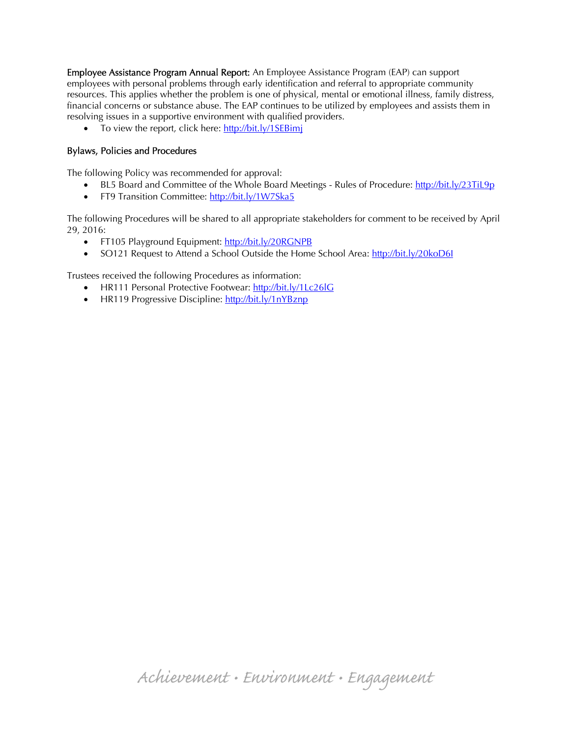**Employee Assistance Program Annual Report:** An Employee Assistance Program (EAP) can support employees with personal problems through early identification and referral to appropriate community resources. This applies whether the problem is one of physical, mental or emotional illness, family distress, financial concerns or substance abuse. The EAP continues to be utilized by employees and assists them in resolving issues in a supportive environment with qualified providers.

- To view the report, click here: http://bit.ly/1SEBimj

## Bylaws, Policies and Procedures

The following Policy was recommended for approval:

- BL5 Board and Committee of the Whole Board Meetings - Rules of Procedure: http://bit.ly/23TiL9p
- FT9 Transition Committee: http://bit.ly/1W7Ska5

The following Procedures will be shared to all appropriate stakeholders for comment to be received by April 29, 2016:

- FT105 Playground Equipment: http://bit.ly/20RGNPB
- SO121 Request to Attend a School Outside the Home School Area: http://bit.ly/20koD6I

Trustees received the following Procedures as information:

- HR111 Personal Protective Footwear: http://bit.ly/1Lc26lG
- HR119 Progressive Discipline: http://bit.ly/1nYBznp